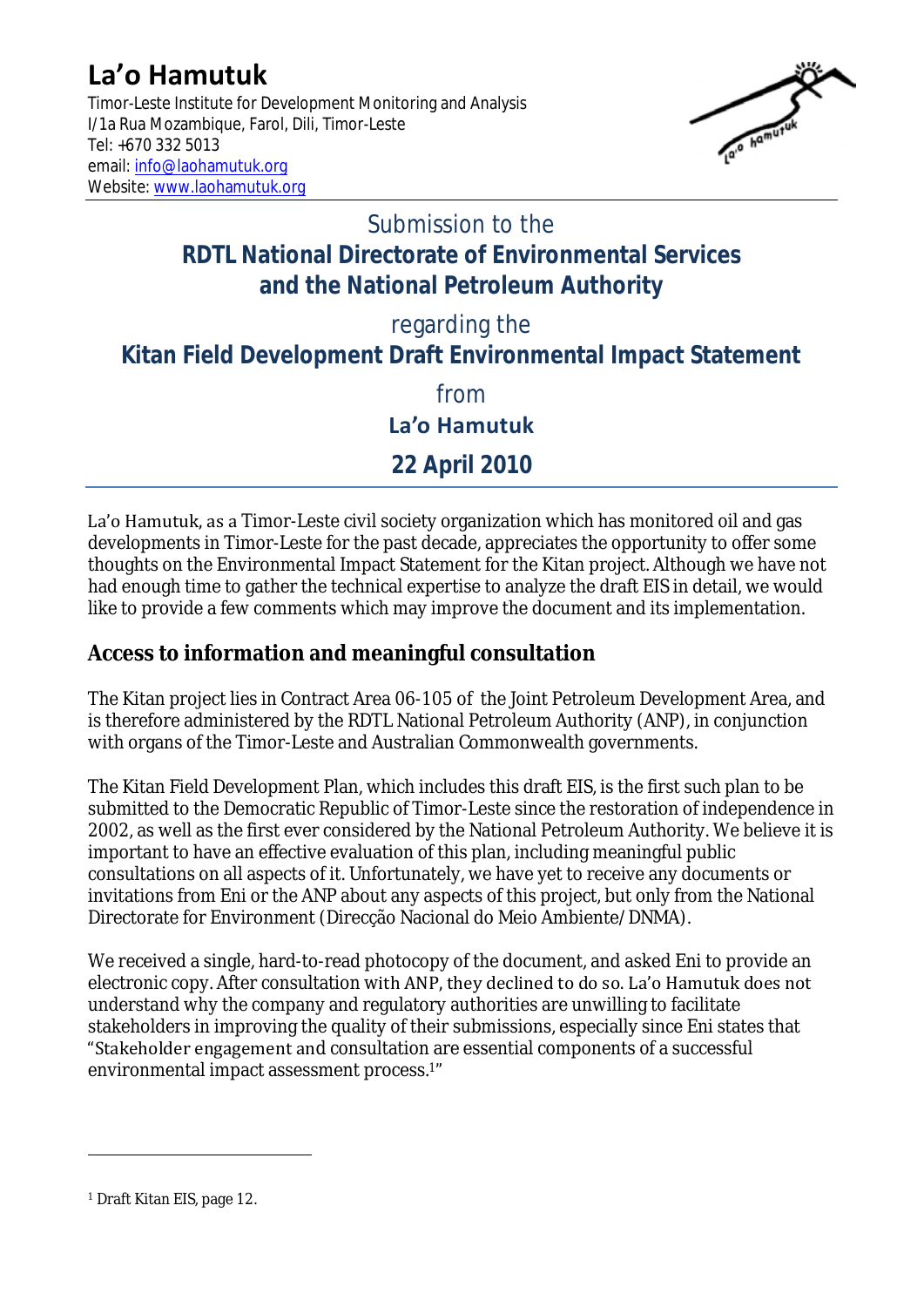# La'o Hamutuk

Timor-Leste Institute for Development Monitoring and Analysis
I/1a Rua Mozambique, Farol, Dili, Timor-Leste
Tel: +670 332 5013
email: info@laohamutuk.org
Website: www.laohamutuk.org

Submission to the

**RDTL National Directorate of Environmental Services and the National Petroleum Authority**

regarding the

**Kitan Field Development Draft Environmental Impact Statement**

from

**La'o Hamutuk**

**22 April 2010**

La'o Hamutuk, as a Timor-Leste civil society organization which has monitored oil and gas developments in Timor-Leste for the past decade, appreciates the opportunity to offer some thoughts on the Environmental Impact Statement for the Kitan project. Although we have not had enough time to gather the technical expertise to analyze the draft EIS in detail, we would like to provide a few comments which may improve the document and its implementation.

## Access to information and meaningful consultation

The Kitan project lies in Contract Area 06-105 of the Joint Petroleum Development Area, and is therefore administered by the RDTL National Petroleum Authority (ANP), in conjunction with organs of the Timor-Leste and Australian Commonwealth governments.

The Kitan Field Development Plan, which includes this draft EIS, is the first such plan to be submitted to the Democratic Republic of Timor-Leste since the restoration of independence in 2002, as well as the first ever considered by the National Petroleum Authority. We believe it is important to have an effective evaluation of this plan, including meaningful public consultations on all aspects of it. Unfortunately, we have yet to receive any documents or invitations from Eni or the ANP about any aspects of this project, but only from the National Directorate for Environment (Direcção Nacional do Meio Ambiente/DNMA).

We received a single, hard-to-read photocopy of the document, and asked Eni to provide an electronic copy. After consultation with ANP, they declined to do so. La'o Hamutuk does not understand why the company and regulatory authorities are unwilling to facilitate stakeholders in improving the quality of their submissions, especially since Eni states that "Stakeholder engagement and consultation are essential components of a successful environmental impact assessment process.[1]"

[1] Draft Kitan EIS, page 12.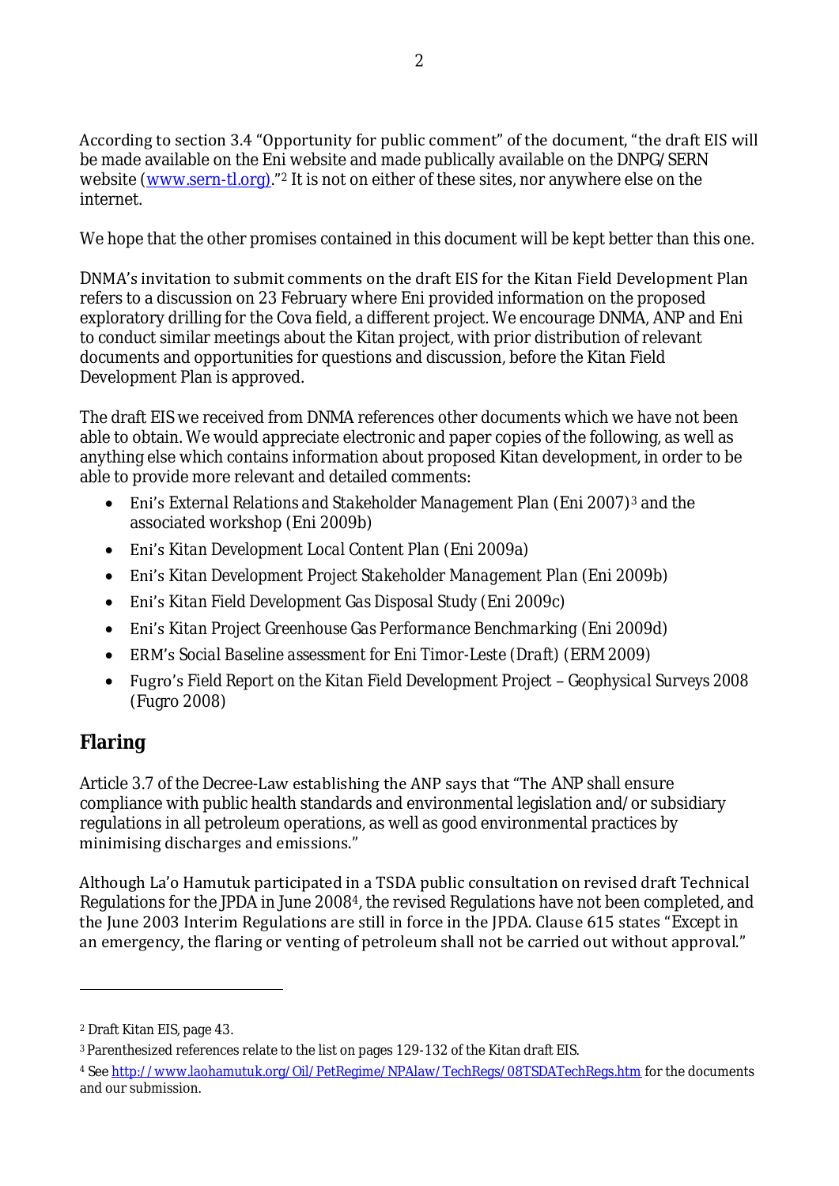According to section 3.4 "Opportunity for public comment" of the document, "the draft EIS will be made available on the Eni website and made publically available on the DNPG/SERN website (www.sern-tl.org)."[2] It is not on either of these sites, nor anywhere else on the internet.

We hope that the other promises contained in this document will be kept better than this one.

DNMA's invitation to submit comments on the draft EIS for the Kitan Field Development Plan refers to a discussion on 23 February where Eni provided information on the proposed exploratory drilling for the Cova field, a different project. We encourage DNMA, ANP and Eni to conduct similar meetings about the Kitan project, with prior distribution of relevant documents and opportunities for questions and discussion, before the Kitan Field Development Plan is approved.

The draft EIS we received from DNMA references other documents which we have not been able to obtain. We would appreciate electronic and paper copies of the following, as well as anything else which contains information about proposed Kitan development, in order to be able to provide more relevant and detailed comments:

- Eni's *External Relations and Stakeholder Management Plan* (Eni 2007)[3] and the associated workshop (Eni 2009b)
- Eni's *Kitan Development Local Content Plan* (Eni 2009a)
- Eni's *Kitan Development Project Stakeholder Management Plan* (Eni 2009b)
- Eni's *Kitan Field Development Gas Disposal Study* (Eni 2009c)
- Eni's *Kitan Project Greenhouse Gas Performance Benchmarking* (Eni 2009d)
- ERM's *Social Baseline assessment for Eni Timor-Leste (Draft)* (ERM 2009)
- Fugro's *Field Report on the Kitan Field Development Project – Geophysical Surveys 2008* (Fugro 2008)

## Flaring

Article 3.7 of the Decree-Law establishing the ANP says that "The ANP shall ensure compliance with public health standards and environmental legislation and/or subsidiary regulations in all petroleum operations, as well as good environmental practices by minimising discharges and emissions."

Although La'o Hamutuk participated in a TSDA public consultation on revised draft Technical Regulations for the JPDA in June 2008[4], the revised Regulations have not been completed, and the June 2003 Interim Regulations are still in force in the JPDA. Clause 615 states "Except in an emergency, the flaring or venting of petroleum shall not be carried out without approval."

---

[2] Draft Kitan EIS, page 43.

[3] Parenthesized references relate to the list on pages 129-132 of the Kitan draft EIS.

[4] See http://www.laohamutuk.org/Oil/PetRegime/NPAlaw/TechRegs/08TSDATechRegs.htm for the documents and our submission.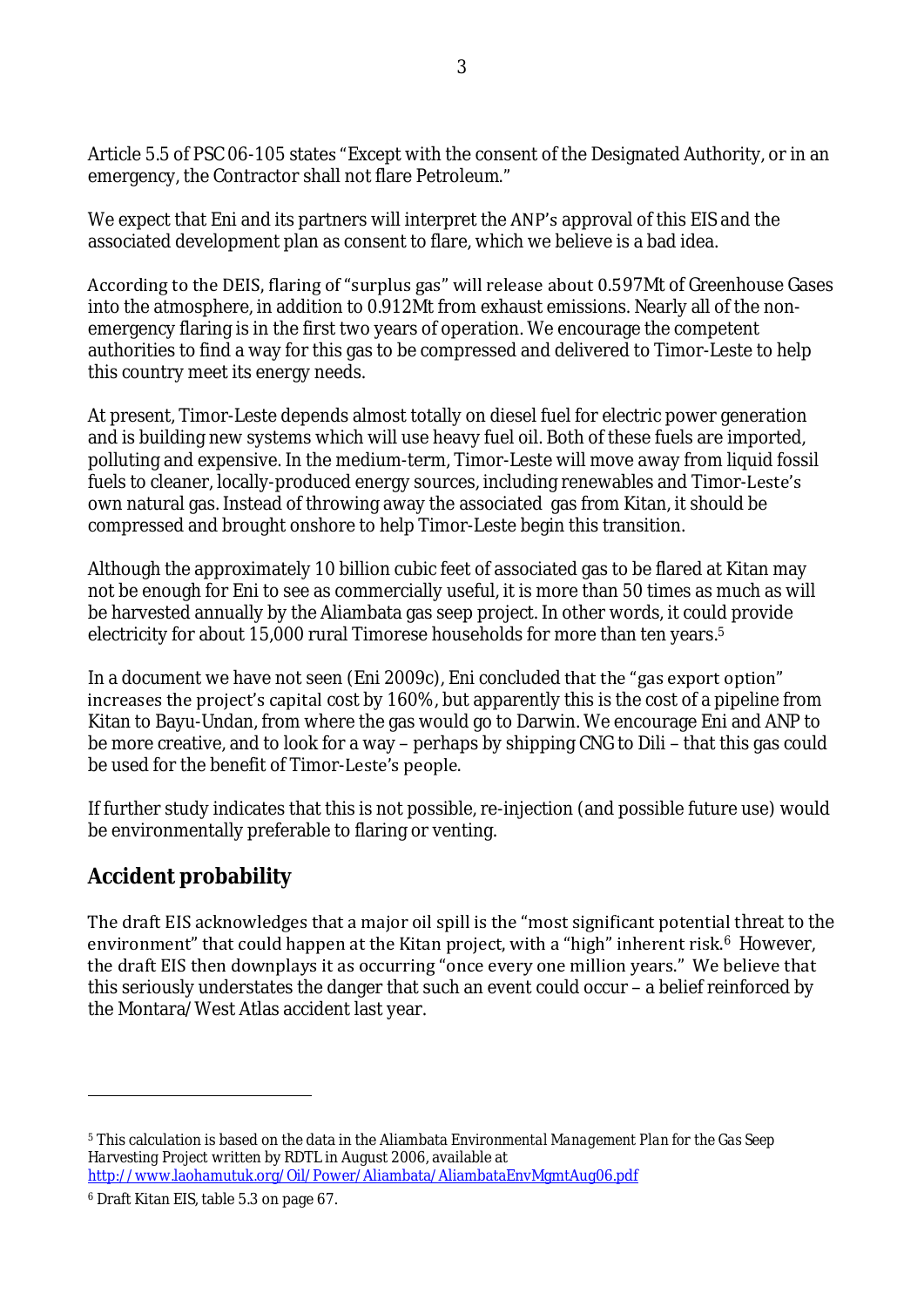Article 5.5 of PSC 06-105 states "Except with the consent of the Designated Authority, or in an emergency, the Contractor shall not flare Petroleum."

We expect that Eni and its partners will interpret the ANP's approval of this EIS and the associated development plan as consent to flare, which we believe is a bad idea.

According to the DEIS, flaring of "surplus gas" will release about 0.597Mt of Greenhouse Gases into the atmosphere, in addition to 0.912Mt from exhaust emissions. Nearly all of the non-emergency flaring is in the first two years of operation. We encourage the competent authorities to find a way for this gas to be compressed and delivered to Timor-Leste to help this country meet its energy needs.

At present, Timor-Leste depends almost totally on diesel fuel for electric power generation and is building new systems which will use heavy fuel oil. Both of these fuels are imported, polluting and expensive. In the medium-term, Timor-Leste will move away from liquid fossil fuels to cleaner, locally-produced energy sources, including renewables and Timor-Leste's own natural gas. Instead of throwing away the associated gas from Kitan, it should be compressed and brought onshore to help Timor-Leste begin this transition.

Although the approximately 10 billion cubic feet of associated gas to be flared at Kitan may not be enough for Eni to see as commercially useful, it is more than 50 times as much as will be harvested annually by the Aliambata gas seep project. In other words, it could provide electricity for about 15,000 rural Timorese households for more than ten years.[5]

In a document we have not seen (Eni 2009c), Eni concluded that the "gas export option" increases the project's capital cost by 160%, but apparently this is the cost of a pipeline from Kitan to Bayu-Undan, from where the gas would go to Darwin. We encourage Eni and ANP to be more creative, and to look for a way – perhaps by shipping CNG to Dili – that this gas could be used for the benefit of Timor-Leste's people.

If further study indicates that this is not possible, re-injection (and possible future use) would be environmentally preferable to flaring or venting.

## Accident probability

The draft EIS acknowledges that a major oil spill is the "most significant potential threat to the environment" that could happen at the Kitan project, with a "high" inherent risk.[6] However, the draft EIS then downplays it as occurring "once every one million years." We believe that this seriously understates the danger that such an event could occur – a belief reinforced by the Montara/West Atlas accident last year.

---

[5] This calculation is based on the data in the Aliambata *Environmental Management Plan for the Gas Seep Harvesting Project* written by RDTL in August 2006, available at http://www.laohamutuk.org/Oil/Power/Aliambata/AliambataEnvMgmtAug06.pdf

[6] Draft Kitan EIS, table 5.3 on page 67.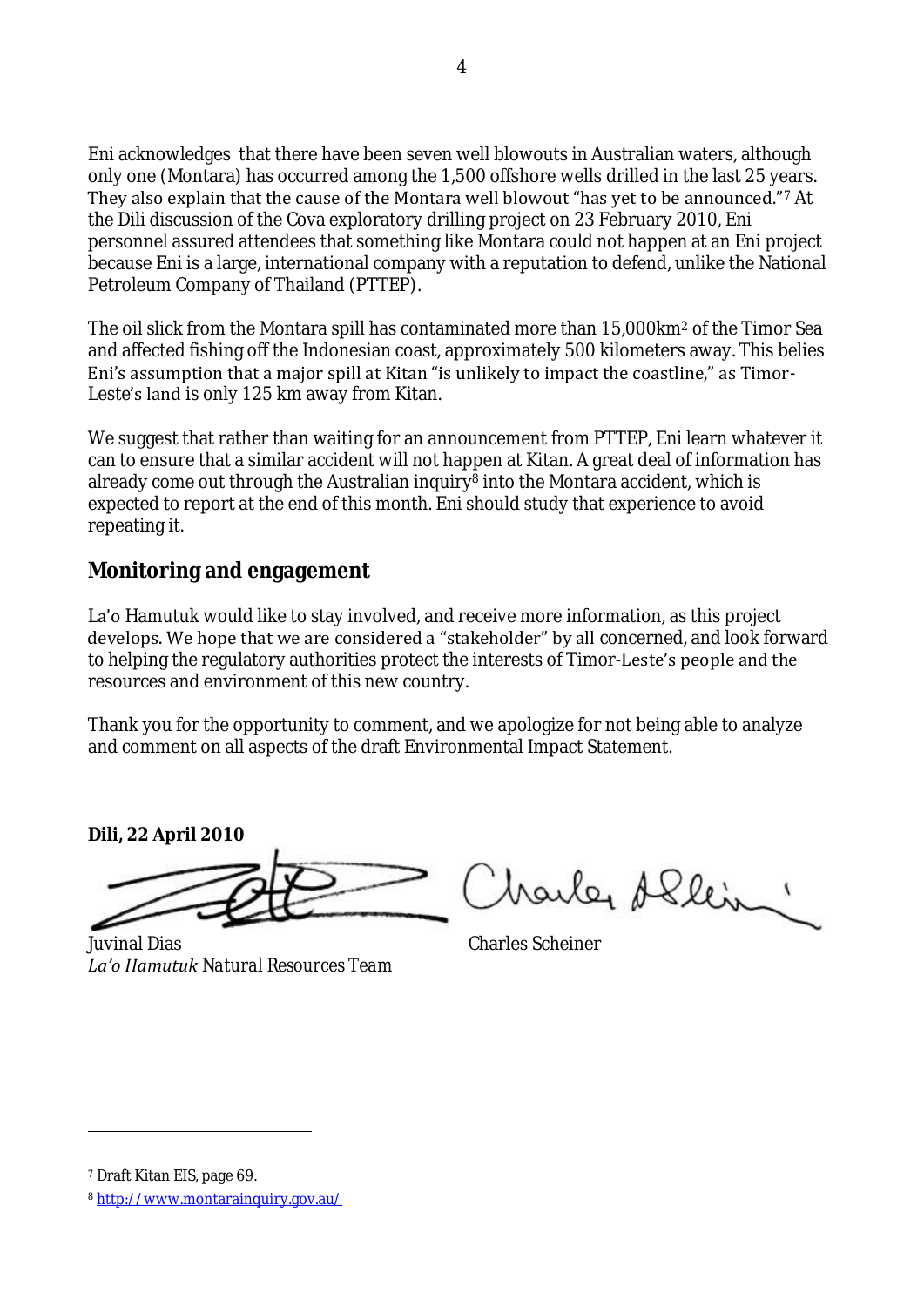Eni acknowledges that there have been seven well blowouts in Australian waters, although only one (Montara) has occurred among the 1,500 offshore wells drilled in the last 25 years. They also explain that the cause of the Montara well blowout "has yet to be announced."[7] At the Dili discussion of the Cova exploratory drilling project on 23 February 2010, Eni personnel assured attendees that something like Montara could not happen at an Eni project because Eni is a large, international company with a reputation to defend, unlike the National Petroleum Company of Thailand (PTTEP).

The oil slick from the Montara spill has contaminated more than 15,000km$^2$ of the Timor Sea and affected fishing off the Indonesian coast, approximately 500 kilometers away. This belies Eni's assumption that a major spill at Kitan "is unlikely to impact the coastline," as Timor-Leste's land is only 125 km away from Kitan.

We suggest that rather than waiting for an announcement from PTTEP, Eni learn whatever it can to ensure that a similar accident will not happen at Kitan. A great deal of information has already come out through the Australian inquiry[8] into the Montara accident, which is expected to report at the end of this month. Eni should study that experience to avoid repeating it.

## Monitoring and engagement

La'o Hamutuk would like to stay involved, and receive more information, as this project develops. We hope that we are considered a "stakeholder" by all concerned, and look forward to helping the regulatory authorities protect the interests of Timor-Leste's people and the resources and environment of this new country.

Thank you for the opportunity to comment, and we apologize for not being able to analyze and comment on all aspects of the draft Environmental Impact Statement.

**Dili, 22 April 2010**

Juvinal Dias                    Charles Scheiner

*La'o Hamutuk Natural Resources Team*

---

[7] Draft Kitan EIS, page 69.

[8] http://www.montarainquiry.gov.au/